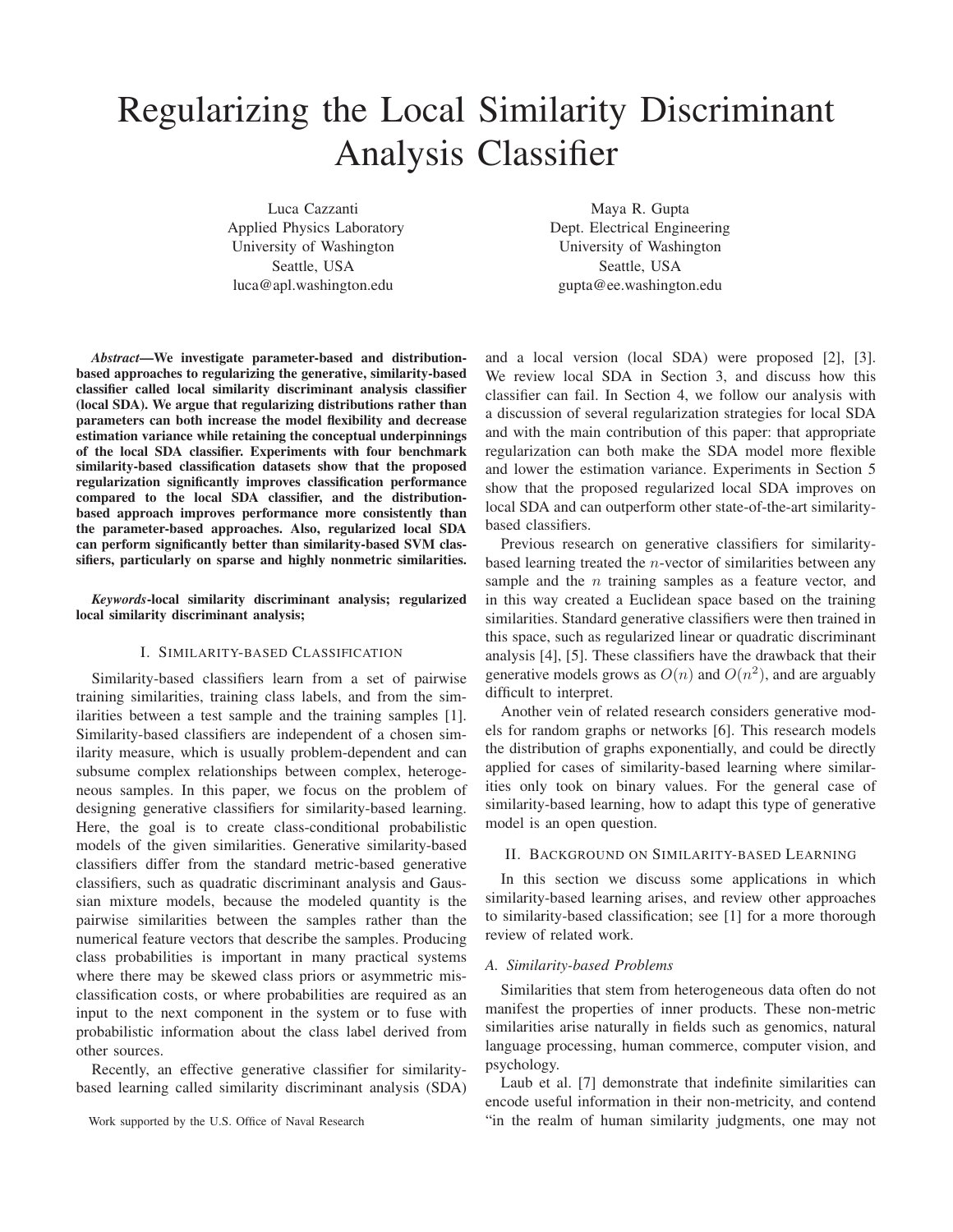# Regularizing the Local Similarity Discriminant Analysis Classifier

Luca Cazzanti
Applied Physics Laboratory
University of Washington
Seattle, USA
luca@apl.washington.edu

Maya R. Gupta
Dept. Electrical Engineering
University of Washington
Seattle, USA
gupta@ee.washington.edu

***Abstract*—We investigate parameter-based and distribution-based approaches to regularizing the generative, similarity-based classifier called local similarity discriminant analysis classifier (local SDA). We argue that regularizing distributions rather than parameters can both increase the model flexibility and decrease estimation variance while retaining the conceptual underpinnings of the local SDA classifier. Experiments with four benchmark similarity-based classification datasets show that the proposed regularization significantly improves classification performance compared to the local SDA classifier, and the distribution-based approach improves performance more consistently than the parameter-based approaches. Also, regularized local SDA can perform significantly better than similarity-based SVM classifiers, particularly on sparse and highly nonmetric similarities.**

***Keywords*-local similarity discriminant analysis; regularized local similarity discriminant analysis;**

## I. Similarity-based Classification

Similarity-based classifiers learn from a set of pairwise training similarities, training class labels, and from the similarities between a test sample and the training samples [1]. Similarity-based classifiers are independent of a chosen similarity measure, which is usually problem-dependent and can subsume complex relationships between complex, heterogeneous samples. In this paper, we focus on the problem of designing generative classifiers for similarity-based learning. Here, the goal is to create class-conditional probabilistic models of the given similarities. Generative similarity-based classifiers differ from the standard metric-based generative classifiers, such as quadratic discriminant analysis and Gaussian mixture models, because the modeled quantity is the pairwise similarities between the samples rather than the numerical feature vectors that describe the samples. Producing class probabilities is important in many practical systems where there may be skewed class priors or asymmetric misclassification costs, or where probabilities are required as an input to the next component in the system or to fuse with probabilistic information about the class label derived from other sources.

Recently, an effective generative classifier for similarity-based learning called similarity discriminant analysis (SDA) and a local version (local SDA) were proposed [2], [3]. We review local SDA in Section 3, and discuss how this classifier can fail. In Section 4, we follow our analysis with a discussion of several regularization strategies for local SDA and with the main contribution of this paper: that appropriate regularization can both make the SDA model more flexible and lower the estimation variance. Experiments in Section 5 show that the proposed regularized local SDA improves on local SDA and can outperform other state-of-the-art similarity-based classifiers.

Previous research on generative classifiers for similarity-based learning treated the $n$-vector of similarities between any sample and the $n$ training samples as a feature vector, and in this way created a Euclidean space based on the training similarities. Standard generative classifiers were then trained in this space, such as regularized linear or quadratic discriminant analysis [4], [5]. These classifiers have the drawback that their generative models grows as $O(n)$ and $O(n^2)$, and are arguably difficult to interpret.

Another vein of related research considers generative models for random graphs or networks [6]. This research models the distribution of graphs exponentially, and could be directly applied for cases of similarity-based learning where similarities only took on binary values. For the general case of similarity-based learning, how to adapt this type of generative model is an open question.

## II. Background on Similarity-based Learning

In this section we discuss some applications in which similarity-based learning arises, and review other approaches to similarity-based classification; see [1] for a more thorough review of related work.

### A. Similarity-based Problems

Similarities that stem from heterogeneous data often do not manifest the properties of inner products. These non-metric similarities arise naturally in fields such as genomics, natural language processing, human commerce, computer vision, and psychology.

Laub et al. [7] demonstrate that indefinite similarities can encode useful information in their non-metricity, and contend "in the realm of human similarity judgments, one may not

Work supported by the U.S. Office of Naval Research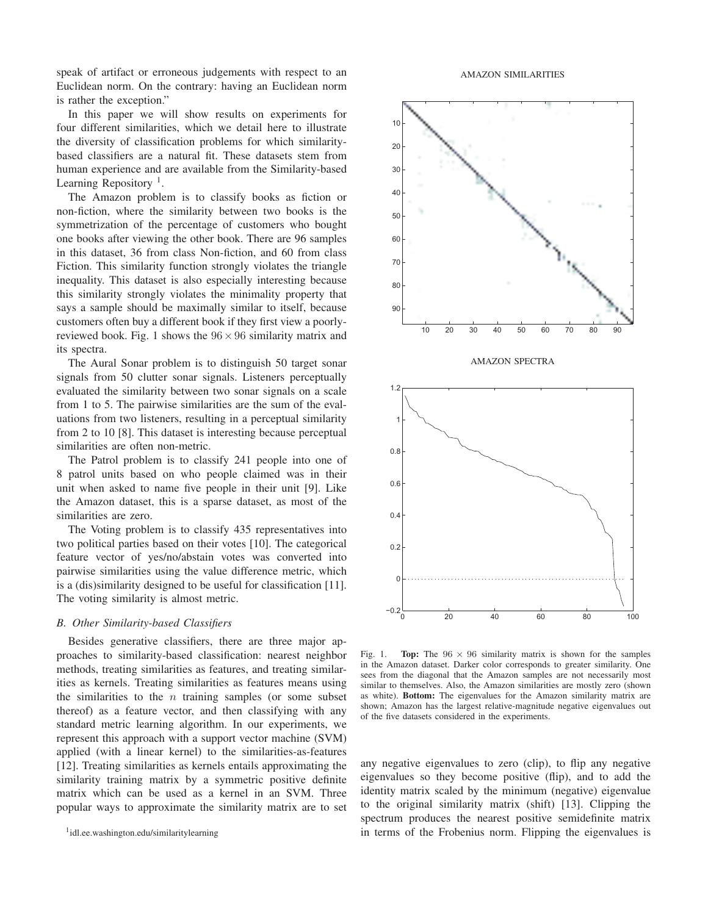speak of artifact or erroneous judgements with respect to an Euclidean norm. On the contrary: having an Euclidean norm is rather the exception."

In this paper we will show results on experiments for four different similarities, which we detail here to illustrate the diversity of classification problems for which similarity-based classifiers are a natural fit. These datasets stem from human experience and are available from the Similarity-based Learning Repository [1].

The Amazon problem is to classify books as fiction or non-fiction, where the similarity between two books is the symmetrization of the percentage of customers who bought one books after viewing the other book. There are 96 samples in this dataset, 36 from class Non-fiction, and 60 from class Fiction. This similarity function strongly violates the triangle inequality. This dataset is also especially interesting because this similarity strongly violates the minimality property that says a sample should be maximally similar to itself, because customers often buy a different book if they first view a poorly-reviewed book. Fig. 1 shows the $96 \times 96$ similarity matrix and its spectra.

The Aural Sonar problem is to distinguish 50 target sonar signals from 50 clutter sonar signals. Listeners perceptually evaluated the similarity between two sonar signals on a scale from 1 to 5. The pairwise similarities are the sum of the evaluations from two listeners, resulting in a perceptual similarity from 2 to 10 [8]. This dataset is interesting because perceptual similarities are often non-metric.

The Patrol problem is to classify 241 people into one of 8 patrol units based on who people claimed was in their unit when asked to name five people in their unit [9]. Like the Amazon dataset, this is a sparse dataset, as most of the similarities are zero.

The Voting problem is to classify 435 representatives into two political parties based on their votes [10]. The categorical feature vector of yes/no/abstain votes was converted into pairwise similarities using the value difference metric, which is a (dis)similarity designed to be useful for classification [11]. The voting similarity is almost metric.

### *B. Other Similarity-based Classifiers*

Besides generative classifiers, there are three major approaches to similarity-based classification: nearest neighbor methods, treating similarities as features, and treating similarities as kernels. Treating similarities as features means using the similarities to the $n$ training samples (or some subset thereof) as a feature vector, and then classifying with any standard metric learning algorithm. In our experiments, we represent this approach with a support vector machine (SVM) applied (with a linear kernel) to the similarities-as-features [12]. Treating similarities as kernels entails approximating the similarity training matrix by a symmetric positive definite matrix which can be used as a kernel in an SVM. Three popular ways to approximate the similarity matrix are to set any negative eigenvalues to zero (clip), to flip any negative eigenvalues so they become positive (flip), and to add the identity matrix scaled by the minimum (negative) eigenvalue to the original similarity matrix (shift) [13]. Clipping the spectrum produces the nearest positive semidefinite matrix in terms of the Frobenius norm. Flipping the eigenvalues is

AMAZON SIMILARITIES

AMAZON SPECTRA

Fig. 1. **Top:** The $96 \times 96$ similarity matrix is shown for the samples in the Amazon dataset. Darker color corresponds to greater similarity. One sees from the diagonal that the Amazon samples are not necessarily most similar to themselves. Also, the Amazon similarities are mostly zero (shown as white). **Bottom:** The eigenvalues for the Amazon similarity matrix are shown; Amazon has the largest relative-magnitude negative eigenvalues out of the five datasets considered in the experiments.

[1] idl.ee.washington.edu/similaritylearning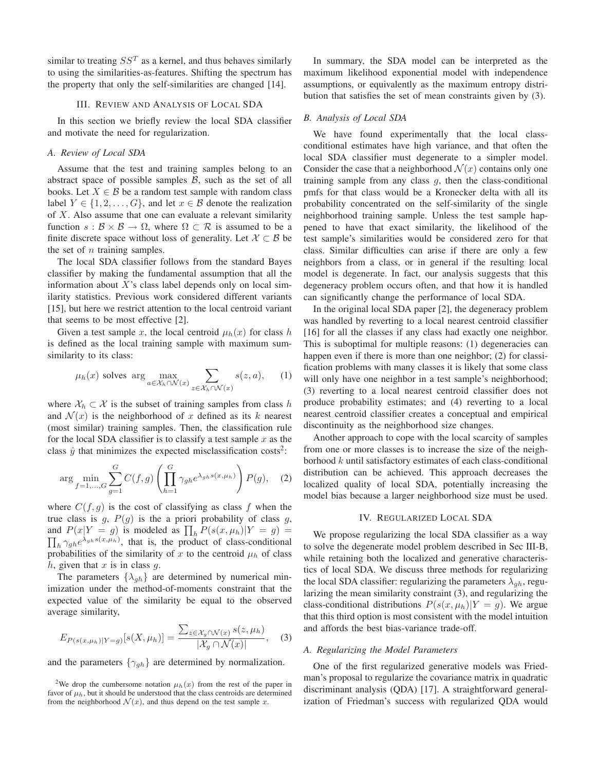similar to treating $SS^T$ as a kernel, and thus behaves similarly to using the similarities-as-features. Shifting the spectrum has the property that only the self-similarities are changed [14].

## III. Review and Analysis of Local SDA

In this section we briefly review the local SDA classifier and motivate the need for regularization.

### A. Review of Local SDA

Assume that the test and training samples belong to an abstract space of possible samples $\mathcal{B}$, such as the set of all books. Let $X \in \mathcal{B}$ be a random test sample with random class label $Y \in \{1, 2, \ldots, G\}$, and let $x \in \mathcal{B}$ denote the realization of $X$. Also assume that one can evaluate a relevant similarity function $s : \mathcal{B} \times \mathcal{B} \rightarrow \Omega$, where $\Omega \subset \mathcal{R}$ is assumed to be a finite discrete space without loss of generality. Let $\mathcal{X} \subset \mathcal{B}$ be the set of $n$ training samples.

The local SDA classifier follows from the standard Bayes classifier by making the fundamental assumption that all the information about $X$'s class label depends only on local similarity statistics. Previous work considered different variants [15], but here we restrict attention to the local centroid variant that seems to be most effective [2].

Given a test sample $x$, the local centroid $\mu_h(x)$ for class $h$ is defined as the local training sample with maximum sum-similarity to its class:

$$\mu_h(x) \text{ solves } \arg \max_{a \in \mathcal{X}_h \cap \mathcal{N}(x)} \sum_{z \in \mathcal{X}_h \cap \mathcal{N}(x)} s(z, a), \qquad (1)$$

where $\mathcal{X}_h \subset \mathcal{X}$ is the subset of training samples from class $h$ and $\mathcal{N}(x)$ is the neighborhood of $x$ defined as its $k$ nearest (most similar) training samples. Then, the classification rule for the local SDA classifier is to classify a test sample $x$ as the class $\hat{y}$ that minimizes the expected misclassification costs[2]:

$$\arg \min_{f=1,\ldots,G} \sum_{g=1}^{G} C(f,g) \left( \prod_{h=1}^{G} \gamma_{gh} e^{\lambda_{gh} s(x,\mu_h)} \right) P(g), \qquad (2)$$

where $C(f, g)$ is the cost of classifying as class $f$ when the true class is $g$, $P(g)$ is the a priori probability of class $g$, and $P(x|Y = g)$ is modeled as $\prod_h P(s(x, \mu_h)|Y = g) = \prod_h \gamma_{gh} e^{\lambda_{gh} s(x,\mu_h)}$, that is, the product of class-conditional probabilities of the similarity of $x$ to the centroid $\mu_h$ of class $h$, given that $x$ is in class $g$.

The parameters $\{\lambda_{gh}\}$ are determined by numerical minimization under the method-of-moments constraint that the expected value of the similarity be equal to the observed average similarity,

$$E_{P(s(x,\mu_h)|Y=g)}[s(X, \mu_h)] = \frac{\sum_{z \in \mathcal{X}_g \cap \mathcal{N}(x)} s(z, \mu_h)}{|\mathcal{X}_g \cap \mathcal{N}(x)|}, \qquad (3)$$

and the parameters $\{\gamma_{gh}\}$ are determined by normalization.

[2]We drop the cumbersome notation $\mu_h(x)$ from the rest of the paper in favor of $\mu_h$, but it should be understood that the class centroids are determined from the neighborhood $\mathcal{N}(x)$, and thus depend on the test sample $x$.

In summary, the SDA model can be interpreted as the maximum likelihood exponential model with independence assumptions, or equivalently as the maximum entropy distribution that satisfies the set of mean constraints given by (3).

### B. Analysis of Local SDA

We have found experimentally that the local class-conditional estimates have high variance, and that often the local SDA classifier must degenerate to a simpler model. Consider the case that a neighborhood $\mathcal{N}(x)$ contains only one training sample from any class $g$, then the class-conditional pmfs for that class would be a Kronecker delta with all its probability concentrated on the self-similarity of the single neighborhood training sample. Unless the test sample happened to have that exact similarity, the likelihood of the test sample's similarities would be considered zero for that class. Similar difficulties can arise if there are only a few neighbors from a class, or in general if the resulting local model is degenerate. In fact, our analysis suggests that this degeneracy problem occurs often, and that how it is handled can significantly change the performance of local SDA.

In the original local SDA paper [2], the degeneracy problem was handled by reverting to a local nearest centroid classifier [16] for all the classes if any class had exactly one neighbor. This is suboptimal for multiple reasons: (1) degeneracies can happen even if there is more than one neighbor; (2) for classification problems with many classes it is likely that some class will only have one neighbor in a test sample's neighborhood; (3) reverting to a local nearest centroid classifier does not produce probability estimates; and (4) reverting to a local nearest centroid classifier creates a conceptual and empirical discontinuity as the neighborhood size changes.

Another approach to cope with the local scarcity of samples from one or more classes is to increase the size of the neighborhood $k$ until satisfactory estimates of each class-conditional distribution can be achieved. This approach decreases the localized quality of local SDA, potentially increasing the model bias because a larger neighborhood size must be used.

## IV. Regularized Local SDA

We propose regularizing the local SDA classifier as a way to solve the degenerate model problem described in Sec III-B, while retaining both the localized and generative characteristics of local SDA. We discuss three methods for regularizing the local SDA classifier: regularizing the parameters $\lambda_{gh}$, regularizing the mean similarity constraint (3), and regularizing the class-conditional distributions $P(s(x, \mu_h)|Y = g)$. We argue that this third option is most consistent with the model intuition and affords the best bias-variance trade-off.

### A. Regularizing the Model Parameters

One of the first regularized generative models was Friedman's proposal to regularize the covariance matrix in quadratic discriminant analysis (QDA) [17]. A straightforward generalization of Friedman's success with regularized QDA would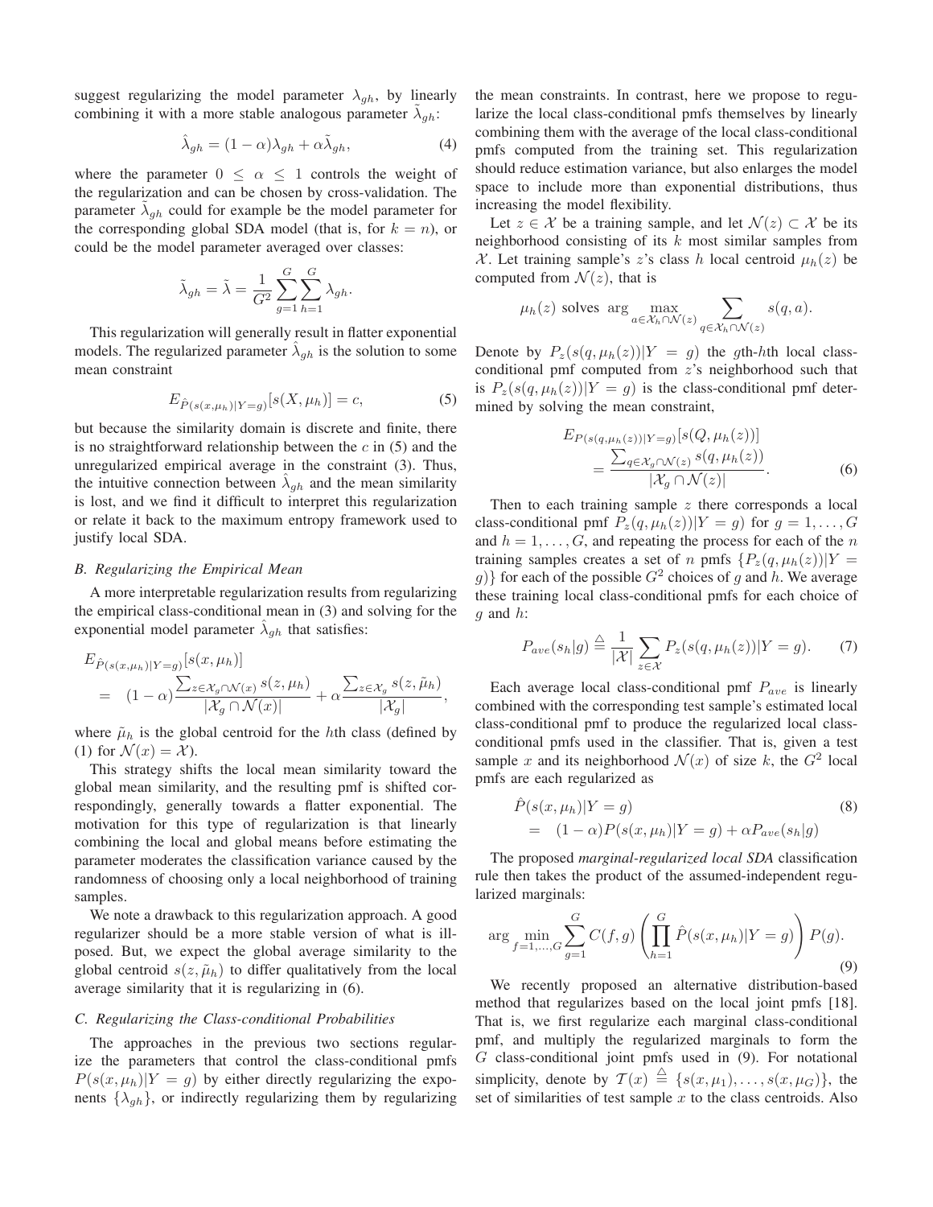suggest regularizing the model parameter $\lambda_{gh}$, by linearly combining it with a more stable analogous parameter $\tilde{\lambda}_{gh}$:

$$\hat{\lambda}_{gh} = (1-\alpha)\lambda_{gh} + \alpha\tilde{\lambda}_{gh}, \tag{4}$$

where the parameter $0 \leq \alpha \leq 1$ controls the weight of the regularization and can be chosen by cross-validation. The parameter $\tilde{\lambda}_{gh}$ could for example be the model parameter for the corresponding global SDA model (that is, for $k = n$), or could be the model parameter averaged over classes:

$$\tilde{\lambda}_{gh} = \tilde{\lambda} = \frac{1}{G^2}\sum_{g=1}^{G}\sum_{h=1}^{G}\lambda_{gh}.$$

This regularization will generally result in flatter exponential models. The regularized parameter $\hat{\lambda}_{gh}$ is the solution to some mean constraint

$$E_{\hat{P}(s(x,\mu_h)|Y=g)}[s(X,\mu_h)] = c, \tag{5}$$

but because the similarity domain is discrete and finite, there is no straightforward relationship between the $c$ in (5) and the unregularized empirical average in the constraint (3). Thus, the intuitive connection between $\hat{\lambda}_{gh}$ and the mean similarity is lost, and we find it difficult to interpret this regularization or relate it back to the maximum entropy framework used to justify local SDA.

### B. Regularizing the Empirical Mean

A more interpretable regularization results from regularizing the empirical class-conditional mean in (3) and solving for the exponential model parameter $\hat{\lambda}_{gh}$ that satisfies:

$$\begin{aligned} &E_{\hat{P}(s(x,\mu_h)|Y=g)}[s(x,\mu_h)] \\ &= (1-\alpha)\frac{\sum_{z\in\mathcal{X}_g\cap\mathcal{N}(x)} s(z,\mu_h)}{|\mathcal{X}_g\cap\mathcal{N}(x)|} + \alpha\frac{\sum_{z\in\mathcal{X}_g} s(z,\tilde{\mu}_h)}{|\mathcal{X}_g|}, \end{aligned}$$

where $\tilde{\mu}_h$ is the global centroid for the $h$th class (defined by (1) for $\mathcal{N}(x) = \mathcal{X}$).

This strategy shifts the local mean similarity toward the global mean similarity, and the resulting pmf is shifted correspondingly, generally towards a flatter exponential. The motivation for this type of regularization is that linearly combining the local and global means before estimating the parameter moderates the classification variance caused by the randomness of choosing only a local neighborhood of training samples.

We note a drawback to this regularization approach. A good regularizer should be a more stable version of what is ill-posed. But, we expect the global average similarity to the global centroid $s(z,\tilde{\mu}_h)$ to differ qualitatively from the local average similarity that it is regularizing in (6).

### C. Regularizing the Class-conditional Probabilities

The approaches in the previous two sections regularize the parameters that control the class-conditional pmfs $P(s(x,\mu_h)|Y=g)$ by either directly regularizing the exponents $\{\lambda_{gh}\}$, or indirectly regularizing them by regularizing the mean constraints. In contrast, here we propose to regularize the local class-conditional pmfs themselves by linearly combining them with the average of the local class-conditional pmfs computed from the training set. This regularization should reduce estimation variance, but also enlarges the model space to include more than exponential distributions, thus increasing the model flexibility.

Let $z \in \mathcal{X}$ be a training sample, and let $\mathcal{N}(z) \subset \mathcal{X}$ be its neighborhood consisting of its $k$ most similar samples from $\mathcal{X}$. Let training sample's $z$'s class $h$ local centroid $\mu_h(z)$ be computed from $\mathcal{N}(z)$, that is

$$\mu_h(z) \text{ solves } \arg\max_{a\in\mathcal{X}_h\cap\mathcal{N}(z)} \sum_{q\in\mathcal{X}_h\cap\mathcal{N}(z)} s(q,a).$$

Denote by $P_z(s(q,\mu_h(z))|Y=g)$ the $g$th-$h$th local class-conditional pmf computed from $z$'s neighborhood such that is $P_z(s(q,\mu_h(z))|Y=g)$ is the class-conditional pmf determined by solving the mean constraint,

$$\begin{aligned} &E_{P(s(q,\mu_h(z))|Y=g)}[s(Q,\mu_h(z))] \\ &\quad = \frac{\sum_{q\in\mathcal{X}_g\cap\mathcal{N}(z)} s(q,\mu_h(z))}{|\mathcal{X}_g\cap\mathcal{N}(z)|}. \end{aligned} \tag{6}$$

Then to each training sample $z$ there corresponds a local class-conditional pmf $P_z(q,\mu_h(z))|Y=g)$ for $g = 1,\ldots,G$ and $h = 1,\ldots,G$, and repeating the process for each of the $n$ training samples creates a set of $n$ pmfs $\{P_z(q,\mu_h(z))|Y=g)\}$ for each of the possible $G^2$ choices of $g$ and $h$. We average these training local class-conditional pmfs for each choice of $g$ and $h$:

$$P_{ave}(s_h|g) \triangleq \frac{1}{|\mathcal{X}|}\sum_{z\in\mathcal{X}} P_z(s(q,\mu_h(z))|Y=g). \tag{7}$$

Each average local class-conditional pmf $P_{ave}$ is linearly combined with the corresponding test sample's estimated local class-conditional pmf to produce the regularized local class-conditional pmfs used in the classifier. That is, given a test sample $x$ and its neighborhood $\mathcal{N}(x)$ of size $k$, the $G^2$ local pmfs are each regularized as

$$\begin{aligned} &\hat{P}(s(x,\mu_h)|Y=g) \\ &= (1-\alpha)P(s(x,\mu_h)|Y=g) + \alpha P_{ave}(s_h|g) \end{aligned} \tag{8}$$

The proposed *marginal-regularized local SDA* classification rule then takes the product of the assumed-independent regularized marginals:

$$\arg\min_{f=1,\ldots,G}\sum_{g=1}^{G} C(f,g)\left(\prod_{h=1}^{G}\hat{P}(s(x,\mu_h)|Y=g)\right)P(g). \tag{9}$$

We recently proposed an alternative distribution-based method that regularizes based on the local joint pmfs [18]. That is, we first regularize each marginal class-conditional pmf, and multiply the regularized marginals to form the $G$ class-conditional joint pmfs used in (9). For notational simplicity, denote by $\mathcal{T}(x) \triangleq \{s(x,\mu_1),\ldots,s(x,\mu_G)\}$, the set of similarities of test sample $x$ to the class centroids. Also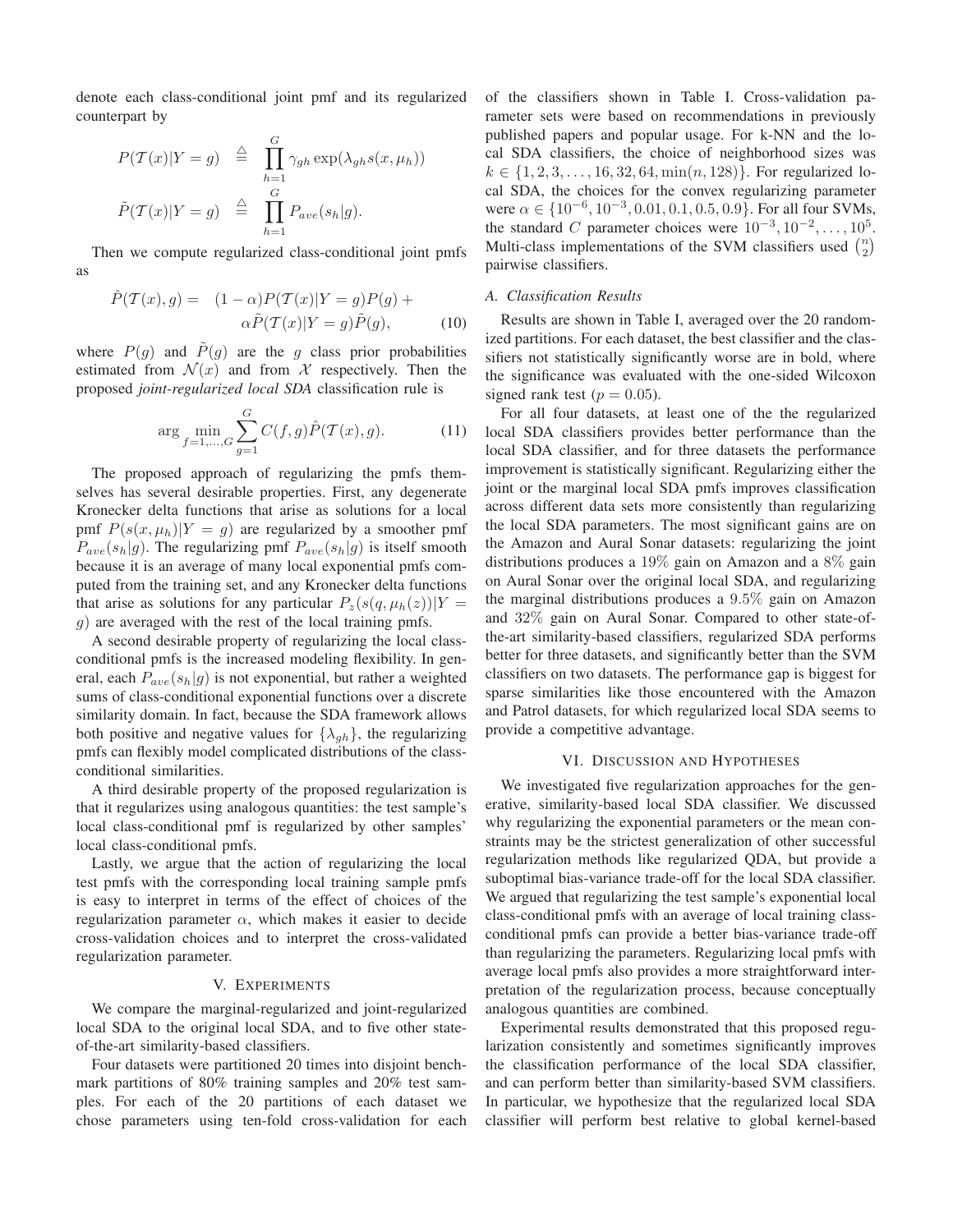denote each class-conditional joint pmf and its regularized counterpart by

$$
\begin{aligned}
P(\mathcal{T}(x)|Y=g) &\triangleq \prod_{h=1}^{G} \gamma_{gh} \exp(\lambda_{gh} s(x,\mu_h)) \\
\tilde{P}(\mathcal{T}(x)|Y=g) &\triangleq \prod_{h=1}^{G} P_{ave}(s_h|g).
\end{aligned}
$$

Then we compute regularized class-conditional joint pmfs as

$$
\begin{aligned}
\hat{P}(\mathcal{T}(x),g) = \; & (1-\alpha)P(\mathcal{T}(x)|Y=g)P(g) + \\
& \alpha \tilde{P}(\mathcal{T}(x)|Y=g)\tilde{P}(g), \qquad (10)
\end{aligned}
$$

where $P(g)$ and $\tilde{P}(g)$ are the $g$ class prior probabilities estimated from $\mathcal{N}(x)$ and from $\mathcal{X}$ respectively. Then the proposed *joint-regularized local SDA* classification rule is

$$
\arg\min_{f=1,\ldots,G} \sum_{g=1}^{G} C(f,g)\hat{P}(\mathcal{T}(x),g). \qquad (11)
$$

The proposed approach of regularizing the pmfs themselves has several desirable properties. First, any degenerate Kronecker delta functions that arise as solutions for a local pmf $P(s(x,\mu_h)|Y=g)$ are regularized by a smoother pmf $P_{ave}(s_h|g)$. The regularizing pmf $P_{ave}(s_h|g)$ is itself smooth because it is an average of many local exponential pmfs computed from the training set, and any Kronecker delta functions that arise as solutions for any particular $P_z(s(q,\mu_h(z))|Y=g)$ are averaged with the rest of the local training pmfs.

A second desirable property of regularizing the local class-conditional pmfs is the increased modeling flexibility. In general, each $P_{ave}(s_h|g)$ is not exponential, but rather a weighted sums of class-conditional exponential functions over a discrete similarity domain. In fact, because the SDA framework allows both positive and negative values for $\{\lambda_{gh}\}$, the regularizing pmfs can flexibly model complicated distributions of the class-conditional similarities.

A third desirable property of the proposed regularization is that it regularizes using analogous quantities: the test sample's local class-conditional pmf is regularized by other samples' local class-conditional pmfs.

Lastly, we argue that the action of regularizing the local test pmfs with the corresponding local training sample pmfs is easy to interpret in terms of the effect of choices of the regularization parameter $\alpha$, which makes it easier to decide cross-validation choices and to interpret the cross-validated regularization parameter.

## V. Experiments

We compare the marginal-regularized and joint-regularized local SDA to the original local SDA, and to five other state-of-the-art similarity-based classifiers.

Four datasets were partitioned 20 times into disjoint benchmark partitions of 80% training samples and 20% test samples. For each of the 20 partitions of each dataset we chose parameters using ten-fold cross-validation for each of the classifiers shown in Table I. Cross-validation parameter sets were based on recommendations in previously published papers and popular usage. For k-NN and the local SDA classifiers, the choice of neighborhood sizes was $k \in \{1,2,3,\ldots,16,32,64,\min(n,128)\}$. For regularized local SDA, the choices for the convex regularizing parameter were $\alpha \in \{10^{-6},10^{-3},0.01,0.1,0.5,0.9\}$. For all four SVMs, the standard $C$ parameter choices were $10^{-3},10^{-2},\ldots,10^{5}$. Multi-class implementations of the SVM classifiers used $\binom{n}{2}$ pairwise classifiers.

### A. Classification Results

Results are shown in Table I, averaged over the 20 randomized partitions. For each dataset, the best classifier and the classifiers not statistically significantly worse are in bold, where the significance was evaluated with the one-sided Wilcoxon signed rank test ($p = 0.05$).

For all four datasets, at least one of the the regularized local SDA classifiers provides better performance than the local SDA classifier, and for three datasets the performance improvement is statistically significant. Regularizing either the joint or the marginal local SDA pmfs improves classification across different data sets more consistently than regularizing the local SDA parameters. The most significant gains are on the Amazon and Aural Sonar datasets: regularizing the joint distributions produces a 19% gain on Amazon and a 8% gain on Aural Sonar over the original local SDA, and regularizing the marginal distributions produces a 9.5% gain on Amazon and 32% gain on Aural Sonar. Compared to other state-of-the-art similarity-based classifiers, regularized SDA performs better for three datasets, and significantly better than the SVM classifiers on two datasets. The performance gap is biggest for sparse similarities like those encountered with the Amazon and Patrol datasets, for which regularized local SDA seems to provide a competitive advantage.

## VI. Discussion and Hypotheses

We investigated five regularization approaches for the generative, similarity-based local SDA classifier. We discussed why regularizing the exponential parameters or the mean constraints may be the strictest generalization of other successful regularization methods like regularized QDA, but provide a suboptimal bias-variance trade-off for the local SDA classifier. We argued that regularizing the test sample's exponential local class-conditional pmfs with an average of local training class-conditional pmfs can provide a better bias-variance trade-off than regularizing the parameters. Regularizing local pmfs with average local pmfs also provides a more straightforward interpretation of the regularization process, because conceptually analogous quantities are combined.

Experimental results demonstrated that this proposed regularization consistently and sometimes significantly improves the classification performance of the local SDA classifier, and can perform better than similarity-based SVM classifiers. In particular, we hypothesize that the regularized local SDA classifier will perform best relative to global kernel-based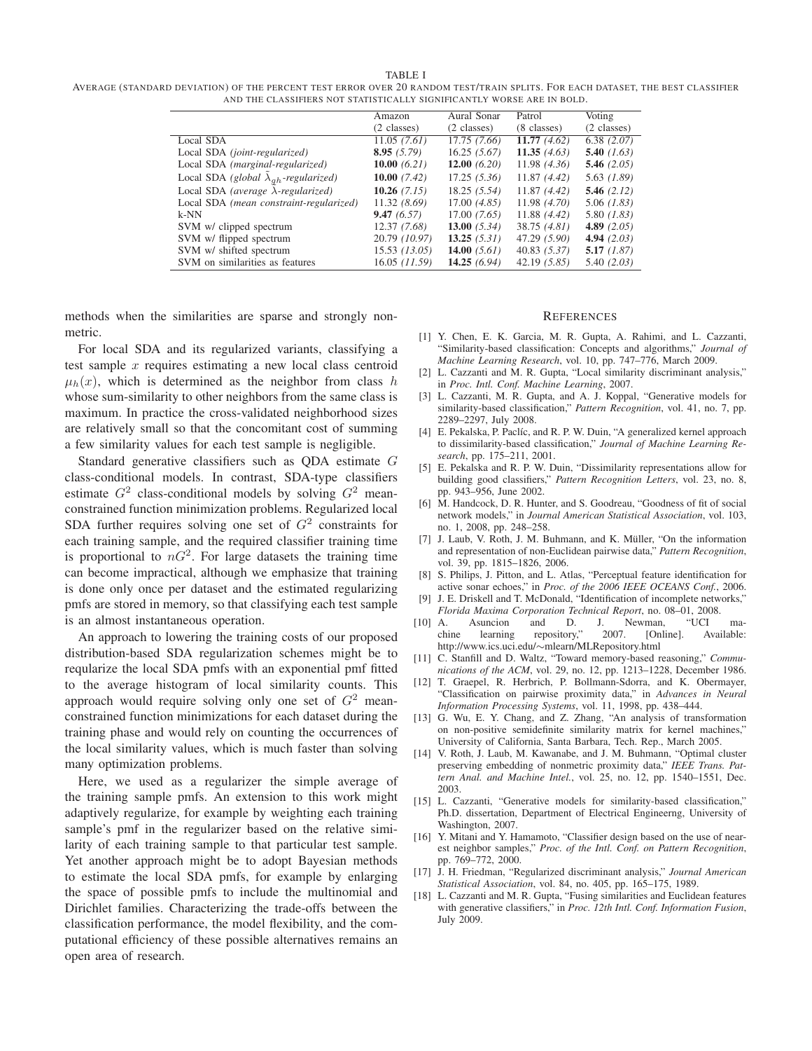TABLE I

AVERAGE (STANDARD DEVIATION) OF THE PERCENT TEST ERROR OVER 20 RANDOM TEST/TRAIN SPLITS. FOR EACH DATASET, THE BEST CLASSIFIER AND THE CLASSIFIERS NOT STATISTICALLY SIGNIFICANTLY WORSE ARE IN BOLD.

| | Amazon (2 classes) | Aural Sonar (2 classes) | Patrol (8 classes) | Voting (2 classes) |
|---|---|---|---|---|
| Local SDA | 11.05 *(7.61)* | 17.75 *(7.66)* | **11.77** *(4.62)* | 6.38 *(2.07)* |
| Local SDA *(joint-regularized)* | **8.95** *(5.79)* | 16.25 *(5.67)* | **11.35** *(4.63)* | **5.40** *(1.63)* |
| Local SDA *(marginal-regularized)* | **10.00** *(6.21)* | **12.00** *(6.20)* | 11.98 *(4.36)* | **5.46** *(2.05)* |
| Local SDA *(global $\bar{\lambda}_{gh}$-regularized)* | **10.00** *(7.42)* | 17.25 *(5.36)* | 11.87 *(4.42)* | 5.63 *(1.89)* |
| Local SDA *(average $\bar{\lambda}$-regularized)* | **10.26** *(7.15)* | 18.25 *(5.54)* | 11.87 *(4.42)* | **5.46** *(2.12)* |
| Local SDA *(mean constraint-regularized)* | 11.32 *(8.69)* | 17.00 *(4.85)* | 11.98 *(4.70)* | 5.06 *(1.83)* |
| k-NN | **9.47** *(6.57)* | 17.00 *(7.65)* | 11.88 *(4.42)* | 5.80 *(1.83)* |
| SVM w/ clipped spectrum | 12.37 *(7.68)* | **13.00** *(5.34)* | 38.75 *(4.81)* | **4.89** *(2.05)* |
| SVM w/ flipped spectrum | 20.79 *(10.97)* | **13.25** *(5.31)* | 47.29 *(5.90)* | **4.94** *(2.03)* |
| SVM w/ shifted spectrum | 15.53 *(13.05)* | **14.00** *(5.61)* | 40.83 *(5.37)* | **5.17** *(1.87)* |
| SVM on similarities as features | 16.05 *(11.59)* | **14.25** *(6.94)* | 42.19 *(5.85)* | 5.40 *(2.03)* |

methods when the similarities are sparse and strongly non-metric.

For local SDA and its regularized variants, classifying a test sample $x$ requires estimating a new local class centroid $\mu_h(x)$, which is determined as the neighbor from class $h$ whose sum-similarity to other neighbors from the same class is maximum. In practice the cross-validated neighborhood sizes are relatively small so that the concomitant cost of summing a few similarity values for each test sample is negligible.

Standard generative classifiers such as QDA estimate $G$ class-conditional models. In contrast, SDA-type classifiers estimate $G^2$ class-conditional models by solving $G^2$ mean-constrained function minimization problems. Regularized local SDA further requires solving one set of $G^2$ constraints for each training sample, and the required classifier training time is proportional to $nG^2$. For large datasets the training time can become impractical, although we emphasize that training is done only once per dataset and the estimated regularizing pmfs are stored in memory, so that classifying each test sample is an almost instantaneous operation.

An approach to lowering the training costs of our proposed distribution-based SDA regularization schemes might be to reqularize the local SDA pmfs with an exponential pmf fitted to the average histogram of local similarity counts. This approach would require solving only one set of $G^2$ mean-constrained function minimizations for each dataset during the training phase and would rely on counting the occurrences of the local similarity values, which is much faster than solving many optimization problems.

Here, we used as a regularizer the simple average of the training sample pmfs. An extension to this work might adaptively regularize, for example by weighting each training sample's pmf in the regularizer based on the relative similarity of each training sample to that particular test sample. Yet another approach might be to adopt Bayesian methods to estimate the local SDA pmfs, for example by enlarging the space of possible pmfs to include the multinomial and Dirichlet families. Characterizing the trade-offs between the classification performance, the model flexibility, and the computational efficiency of these possible alternatives remains an open area of research.

## REFERENCES

[1] Y. Chen, E. K. Garcia, M. R. Gupta, A. Rahimi, and L. Cazzanti, "Similarity-based classification: Concepts and algorithms," *Journal of Machine Learning Research*, vol. 10, pp. 747–776, March 2009.

[2] L. Cazzanti and M. R. Gupta, "Local similarity discriminant analysis," in *Proc. Intl. Conf. Machine Learning*, 2007.

[3] L. Cazzanti, M. R. Gupta, and A. J. Koppal, "Generative models for similarity-based classification," *Pattern Recognition*, vol. 41, no. 7, pp. 2289–2297, July 2008.

[4] E. Pekalska, P. Paclíc, and R. P. W. Duin, "A generalized kernel approach to dissimilarity-based classification," *Journal of Machine Learning Research*, pp. 175–211, 2001.

[5] E. Pekalska and R. P. W. Duin, "Dissimilarity representations allow for building good classifiers," *Pattern Recognition Letters*, vol. 23, no. 8, pp. 943–956, June 2002.

[6] M. Handcock, D. R. Hunter, and S. Goodreau, "Goodness of fit of social network models," in *Journal American Statistical Association*, vol. 103, no. 1, 2008, pp. 248–258.

[7] J. Laub, V. Roth, J. M. Buhmann, and K. Müller, "On the information and representation of non-Euclidean pairwise data," *Pattern Recognition*, vol. 39, pp. 1815–1826, 2006.

[8] S. Philips, J. Pitton, and L. Atlas, "Perceptual feature identification for active sonar echoes," in *Proc. of the 2006 IEEE OCEANS Conf.*, 2006.

[9] J. E. Driskell and T. McDonald, "Identification of incomplete networks," *Florida Maxima Corporation Technical Report*, no. 08–01, 2008.

[10] A. Asuncion and D. J. Newman, "UCI machine learning repository," 2007. [Online]. Available: http://www.ics.uci.edu/∼mlearn/MLRepository.html

[11] C. Stanfill and D. Waltz, "Toward memory-based reasoning," *Communications of the ACM*, vol. 29, no. 12, pp. 1213–1228, December 1986.

[12] T. Graepel, R. Herbrich, P. Bollmann-Sdorra, and K. Obermayer, "Classification on pairwise proximity data," in *Advances in Neural Information Processing Systems*, vol. 11, 1998, pp. 438–444.

[13] G. Wu, E. Y. Chang, and Z. Zhang, "An analysis of transformation on non-positive semidefinite similarity matrix for kernel machines," University of California, Santa Barbara, Tech. Rep., March 2005.

[14] V. Roth, J. Laub, M. Kawanabe, and J. M. Buhmann, "Optimal cluster preserving embedding of nonmetric proximity data," *IEEE Trans. Pattern Anal. and Machine Intel.*, vol. 25, no. 12, pp. 1540–1551, Dec. 2003.

[15] L. Cazzanti, "Generative models for similarity-based classification," Ph.D. dissertation, Department of Electrical Engineerng, University of Washington, 2007.

[16] Y. Mitani and Y. Hamamoto, "Classifier design based on the use of nearest neighbor samples," *Proc. of the Intl. Conf. on Pattern Recognition*, pp. 769–772, 2000.

[17] J. H. Friedman, "Regularized discriminant analysis," *Journal American Statistical Association*, vol. 84, no. 405, pp. 165–175, 1989.

[18] L. Cazzanti and M. R. Gupta, "Fusing similarities and Euclidean features with generative classifiers," in *Proc. 12th Intl. Conf. Information Fusion*, July 2009.